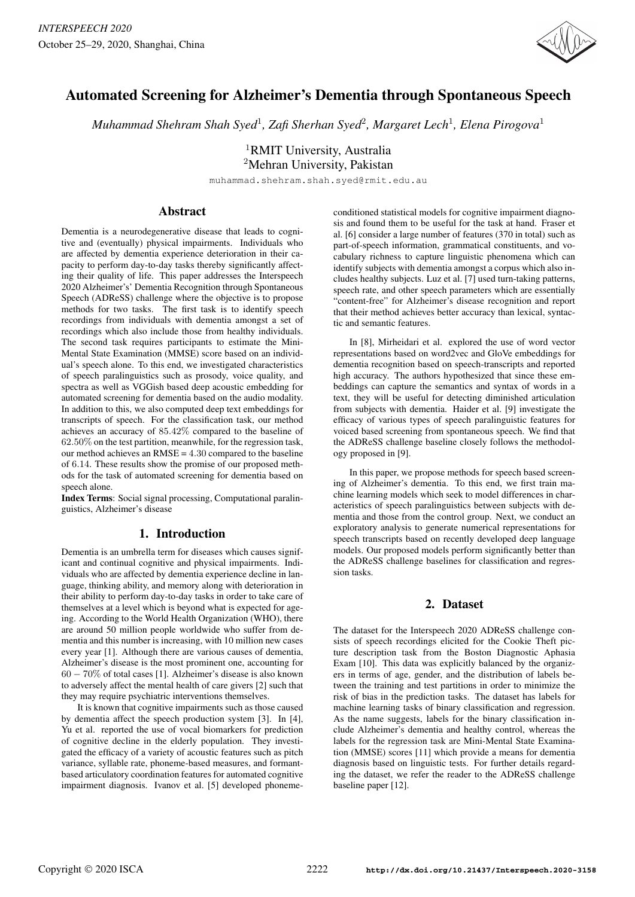# Automated Screening for Alzheimer's Dementia through Spontaneous Speech

*Muhammad Shehram Shah Syed*[1], *Zafi Sherhan Syed*[2], *Margaret Lech*[1], *Elena Pirogova*[1]

[1]RMIT University, Australia
[2]Mehran University, Pakistan

muhammad.shehram.shah.syed@rmit.edu.au

## Abstract

Dementia is a neurodegenerative disease that leads to cognitive and (eventually) physical impairments. Individuals who are affected by dementia experience deterioration in their capacity to perform day-to-day tasks thereby significantly affecting their quality of life. This paper addresses the Interspeech 2020 Alzheimer's' Dementia Recognition through Spontaneous Speech (ADReSS) challenge where the objective is to propose methods for two tasks. The first task is to identify speech recordings from individuals with dementia amongst a set of recordings which also include those from healthy individuals. The second task requires participants to estimate the Mini-Mental State Examination (MMSE) score based on an individual's speech alone. To this end, we investigated characteristics of speech paralinguistics such as prosody, voice quality, and spectra as well as VGGish based deep acoustic embedding for automated screening for dementia based on the audio modality. In addition to this, we also computed deep text embeddings for transcripts of speech. For the classification task, our method achieves an accuracy of $85.42\%$ compared to the baseline of $62.50\%$ on the test partition, meanwhile, for the regression task, our method achieves an RMSE = $4.30$ compared to the baseline of $6.14$. These results show the promise of our proposed methods for the task of automated screening for dementia based on speech alone.

**Index Terms**: Social signal processing, Computational paralinguistics, Alzheimer's disease

## 1. Introduction

Dementia is an umbrella term for diseases which causes significant and continual cognitive and physical impairments. Individuals who are affected by dementia experience decline in language, thinking ability, and memory along with deterioration in their ability to perform day-to-day tasks in order to take care of themselves at a level which is beyond what is expected for ageing. According to the World Health Organization (WHO), there are around 50 million people worldwide who suffer from dementia and this number is increasing, with 10 million new cases every year [1]. Although there are various causes of dementia, Alzheimer's disease is the most prominent one, accounting for $60-70\%$ of total cases [1]. Alzheimer's disease is also known to adversely affect the mental health of care givers [2] such that they may require psychiatric interventions themselves.

It is known that cognitive impairments such as those caused by dementia affect the speech production system [3]. In [4], Yu et al. reported the use of vocal biomarkers for prediction of cognitive decline in the elderly population. They investigated the efficacy of a variety of acoustic features such as pitch variance, syllable rate, phoneme-based measures, and formant-based articulatory coordination features for automated cognitive impairment diagnosis. Ivanov et al. [5] developed phoneme-conditioned statistical models for cognitive impairment diagnosis and found them to be useful for the task at hand. Fraser et al. [6] consider a large number of features (370 in total) such as part-of-speech information, grammatical constituents, and vocabulary richness to capture linguistic phenomena which can identify subjects with dementia amongst a corpus which also includes healthy subjects. Luz et al. [7] used turn-taking patterns, speech rate, and other speech parameters which are essentially "content-free" for Alzheimer's disease recognition and report that their method achieves better accuracy than lexical, syntactic and semantic features.

In [8], Mirheidari et al. explored the use of word vector representations based on word2vec and GloVe embeddings for dementia recognition based on speech-transcripts and reported high accuracy. The authors hypothesized that since these embeddings can capture the semantics and syntax of words in a text, they will be useful for detecting diminished articulation from subjects with dementia. Haider et al. [9] investigate the efficacy of various types of speech paralinguistic features for voiced based screening from spontaneous speech. We find that the ADReSS challenge baseline closely follows the methodology proposed in [9].

In this paper, we propose methods for speech based screening of Alzheimer's dementia. To this end, we first train machine learning models which seek to model differences in characteristics of speech paralinguistics between subjects with dementia and those from the control group. Next, we conduct an exploratory analysis to generate numerical representations for speech transcripts based on recently developed deep language models. Our proposed models perform significantly better than the ADReSS challenge baselines for classification and regression tasks.

## 2. Dataset

The dataset for the Interspeech 2020 ADReSS challenge consists of speech recordings elicited for the Cookie Theft picture description task from the Boston Diagnostic Aphasia Exam [10]. This data was explicitly balanced by the organizers in terms of age, gender, and the distribution of labels between the training and test partitions in order to minimize the risk of bias in the prediction tasks. The dataset has labels for machine learning tasks of binary classification and regression. As the name suggests, labels for the binary classification include Alzheimer's dementia and healthy control, whereas the labels for the regression task are Mini-Mental State Examination (MMSE) scores [11] which provide a means for dementia diagnosis based on linguistic tests. For further details regarding the dataset, we refer the reader to the ADReSS challenge baseline paper [12].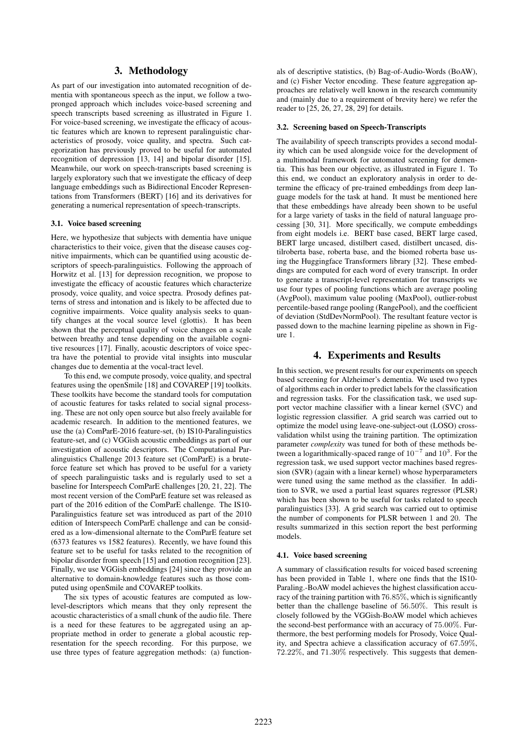# 3. Methodology

As part of our investigation into automated recognition of dementia with spontaneous speech as the input, we follow a two-pronged approach which includes voice-based screening and speech transcripts based screening as illustrated in Figure 1. For voice-based screening, we investigate the efficacy of acoustic features which are known to represent paralinguistic characteristics of prosody, voice quality, and spectra. Such categorization has previously proved to be useful for automated recognition of depression [13, 14] and bipolar disorder [15]. Meanwhile, our work on speech-transcripts based screening is largely exploratory such that we investigate the efficacy of deep language embeddings such as Bidirectional Encoder Representations from Transformers (BERT) [16] and its derivatives for generating a numerical representation of speech-transcripts.

### 3.1. Voice based screening

Here, we hypothesize that subjects with dementia have unique characteristics to their voice, given that the disease causes cognitive impairments, which can be quantified using acoustic descriptors of speech-paralinguistics. Following the approach of Horwitz et al. [13] for depression recognition, we propose to investigate the efficacy of acoustic features which characterize prosody, voice quality, and voice spectra. Prosody defines patterns of stress and intonation and is likely to be affected due to cognitive impairments. Voice quality analysis seeks to quantify changes at the vocal source level (glottis). It has been shown that the perceptual quality of voice changes on a scale between breathy and tense depending on the available cognitive resources [17]. Finally, acoustic descriptors of voice spectra have the potential to provide vital insights into muscular changes due to dementia at the vocal-tract level.

To this end, we compute prosody, voice quality, and spectral features using the openSmile [18] and COVAREP [19] toolkits. These toolkits have become the standard tools for computation of acoustic features for tasks related to social signal processing. These are not only open source but also freely available for academic research. In addition to the mentioned features, we use the (a) ComParE-2016 feature-set, (b) IS10-Paralinguistics feature-set, and (c) VGGish acoustic embeddings as part of our investigation of acoustic descriptors. The Computational Paralinguistics Challenge 2013 feature set (ComParE) is a brute-force feature set which has proved to be useful for a variety of speech paralinguistic tasks and is regularly used to set a baseline for Interspeech ComParE challenges [20, 21, 22]. The most recent version of the ComParE feature set was released as part of the 2016 edition of the ComParE challenge. The IS10-Paralinguistics feature set was introduced as part of the 2010 edition of Interspeech ComParE challenge and can be considered as a low-dimensional alternate to the ComParE feature set (6373 features vs 1582 features). Recently, we have found this feature set to be useful for tasks related to the recognition of bipolar disorder from speech [15] and emotion recognition [23]. Finally, we use VGGish embeddings [24] since they provide an alternative to domain-knowledge features such as those computed using openSmile and COVAREP toolkits.

The six types of acoustic features are computed as low-level-descriptors which means that they only represent the acoustic characteristics of a small chunk of the audio file. There is a need for these features to be aggregated using an appropriate method in order to generate a global acoustic representation for the speech recording. For this purpose, we use three types of feature aggregation methods: (a) functionals of descriptive statistics, (b) Bag-of-Audio-Words (BoAW), and (c) Fisher Vector encoding. These feature aggregation approaches are relatively well known in the research community and (mainly due to a requirement of brevity here) we refer the reader to [25, 26, 27, 28, 29] for details.

### 3.2. Screening based on Speech-Transcripts

The availability of speech transcripts provides a second modality which can be used alongside voice for the development of a multimodal framework for automated screening for dementia. This has been our objective, as illustrated in Figure 1. To this end, we conduct an exploratory analysis in order to determine the efficacy of pre-trained embeddings from deep language models for the task at hand. It must be mentioned here that these embeddings have already been shown to be useful for a large variety of tasks in the field of natural language processing [30, 31]. More specifically, we compute embeddings from eight models i.e. BERT base cased, BERT large cased, BERT large uncased, distilbert cased, distilbert uncased, distilroberta base, roberta base, and the biomed roberta base using the Huggingface Transformers library [32]. These embeddings are computed for each word of every transcript. In order to generate a transcript-level representation for transcripts we use four types of pooling functions which are average pooling (AvgPool), maximum value pooling (MaxPool), outlier-robust percentile-based range pooling (RangePool), and the coefficient of deviation (StdDevNormPool). The resultant feature vector is passed down to the machine learning pipeline as shown in Figure 1.

# 4. Experiments and Results

In this section, we present results for our experiments on speech based screening for Alzheimer's dementia. We used two types of algorithms each in order to predict labels for the classification and regression tasks. For the classification task, we used support vector machine classifier with a linear kernel (SVC) and logistic regression classifier. A grid search was carried out to optimize the model using leave-one-subject-out (LOSO) cross-validation whilst using the training partition. The optimization parameter *complexity* was tuned for both of these methods between a logarithmically-spaced range of $10^{-7}$ and $10^{3}$. For the regression task, we used support vector machines based regression (SVR) (again with a linear kernel) whose hyperparameters were tuned using the same method as the classifier. In addition to SVR, we used a partial least squares regressor (PLSR) which has been shown to be useful for tasks related to speech paralinguistics [33]. A grid search was carried out to optimise the number of components for PLSR between 1 and 20. The results summarized in this section report the best performing models.

### 4.1. Voice based screening

A summary of classification results for voiced based screening has been provided in Table 1, where one finds that the IS10-Paraling.-BoAW model achieves the highest classification accuracy of the training partition with $76.85\%$, which is significantly better than the challenge baseline of $56.50\%$. This result is closely followed by the VGGish-BoAW model which achieves the second-best performance with an accuracy of $75.00\%$. Furthermore, the best performing models for Prosody, Voice Quality, and Spectra achieve a classification accuracy of $67.59\%$, $72.22\%$, and $71.30\%$ respectively. This suggests that demen-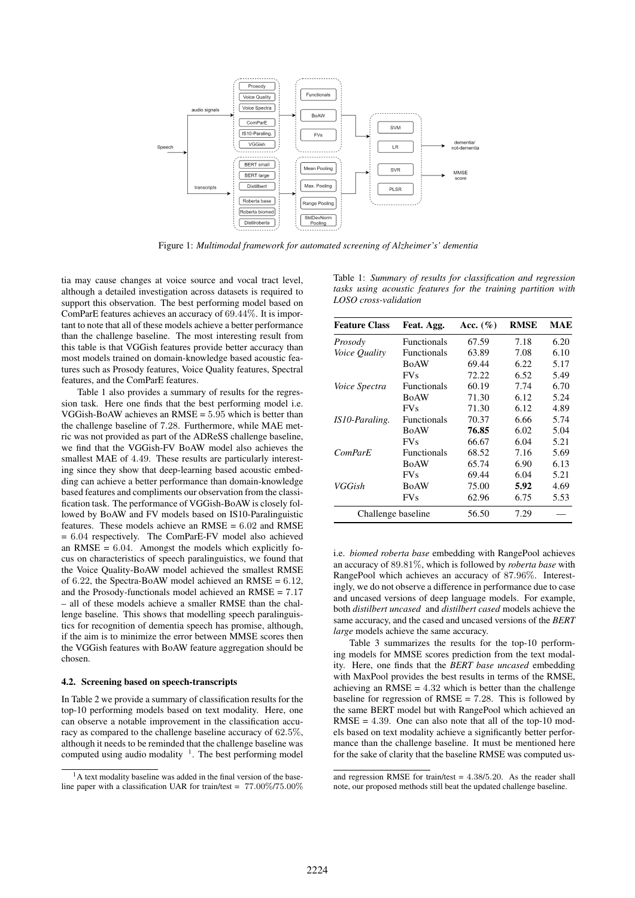Figure 1: *Multimodal framework for automated screening of Alzheimer's' dementia*

tia may cause changes at voice source and vocal tract level, although a detailed investigation across datasets is required to support this observation. The best performing model based on ComParE features achieves an accuracy of $69.44\%$. It is important to note that all of these models achieve a better performance than the challenge baseline. The most interesting result from this table is that VGGish features provide better accuracy than most models trained on domain-knowledge based acoustic features such as Prosody features, Voice Quality features, Spectral features, and the ComParE features.

Table 1 also provides a summary of results for the regression task. Here one finds that the best performing model i.e. VGGish-BoAW achieves an RMSE = $5.95$ which is better than the challenge baseline of $7.28$. Furthermore, while MAE metric was not provided as part of the ADReSS challenge baseline, we find that the VGGish-FV BoAW model also achieves the smallest MAE of $4.49$. These results are particularly interesting since they show that deep-learning based acoustic embedding can achieve a better performance than domain-knowledge based features and compliments our observation from the classification task. The performance of VGGish-BoAW is closely followed by BoAW and FV models based on IS10-Paralinguistic features. These models achieve an RMSE = $6.02$ and RMSE = $6.04$ respectively. The ComParE-FV model also achieved an RMSE = $6.04$. Amongst the models which explicitly focus on characteristics of speech paralinguistics, we found that the Voice Quality-BoAW model achieved the smallest RMSE of $6.22$, the Spectra-BoAW model achieved an RMSE = $6.12$, and the Prosody-functionals model achieved an RMSE = $7.17$ – all of these models achieve a smaller RMSE than the challenge baseline. This shows that modelling speech paralinguistics for recognition of dementia speech has promise, although, if the aim is to minimize the error between MMSE scores then the VGGish features with BoAW feature aggregation should be chosen.

### 4.2. Screening based on speech-transcripts

In Table 2 we provide a summary of classification results for the top-10 performing models based on text modality. Here, one can observe a notable improvement in the classification accuracy as compared to the challenge baseline accuracy of $62.5\%$, although it needs to be reminded that the challenge baseline was computed using audio modality [1]. The best performing model i.e. *biomed roberta base* embedding with RangePool achieves an accuracy of $89.81\%$, which is followed by *roberta base* with RangePool which achieves an accuracy of $87.96\%$. Interestingly, we do not observe a difference in performance due to case and uncased versions of deep language models. For example, both *distilbert uncased* and *distilbert cased* models achieve the same accuracy, and the cased and uncased versions of the *BERT large* models achieve the same accuracy.

Table 3 summarizes the results for the top-10 performing models for MMSE scores prediction from the text modality. Here, one finds that the *BERT base uncased* embedding with MaxPool provides the best results in terms of the RMSE, achieving an RMSE = $4.32$ which is better than the challenge baseline for regression of RMSE = $7.28$. This is followed by the same BERT model but with RangePool which achieved an RMSE = $4.39$. One can also note that all of the top-10 models based on text modality achieve a significantly better performance than the challenge baseline. It must be mentioned here for the sake of clarity that the baseline RMSE was computed us-

Table 1: *Summary of results for classification and regression tasks using acoustic features for the training partition with LOSO cross-validation*

| Feature Class | Feat. Agg. | Acc. (%) | RMSE | MAE |
|---|---|---|---|---|
| *Prosody* | Functionals | 67.59 | 7.18 | 6.20 |
| *Voice Quality* | Functionals | 63.89 | 7.08 | 6.10 |
| | BoAW | 69.44 | 6.22 | 5.17 |
| | FVs | 72.22 | 6.52 | 5.49 |
| *Voice Spectra* | Functionals | 60.19 | 7.74 | 6.70 |
| | BoAW | 71.30 | 6.12 | 5.24 |
| | FVs | 71.30 | 6.12 | 4.89 |
| *IS10-Paraling.* | Functionals | 70.37 | 6.66 | 5.74 |
| | BoAW | **76.85** | 6.02 | 5.04 |
| | FVs | 66.67 | 6.04 | 5.21 |
| *ComParE* | Functionals | 68.52 | 7.16 | 5.69 |
| | BoAW | 65.74 | 6.90 | 6.13 |
| | FVs | 69.44 | 6.04 | 5.21 |
| *VGGish* | BoAW | 75.00 | **5.92** | 4.69 |
| | FVs | 62.96 | 6.75 | 5.53 |
| Challenge baseline | | 56.50 | 7.29 | — |

[1] A text modality baseline was added in the final version of the baseline paper with a classification UAR for train/test = $77.00\%/75.00\%$ and regression RMSE for train/test = $4.38/5.20$. As the reader shall note, our proposed methods still beat the updated challenge baseline.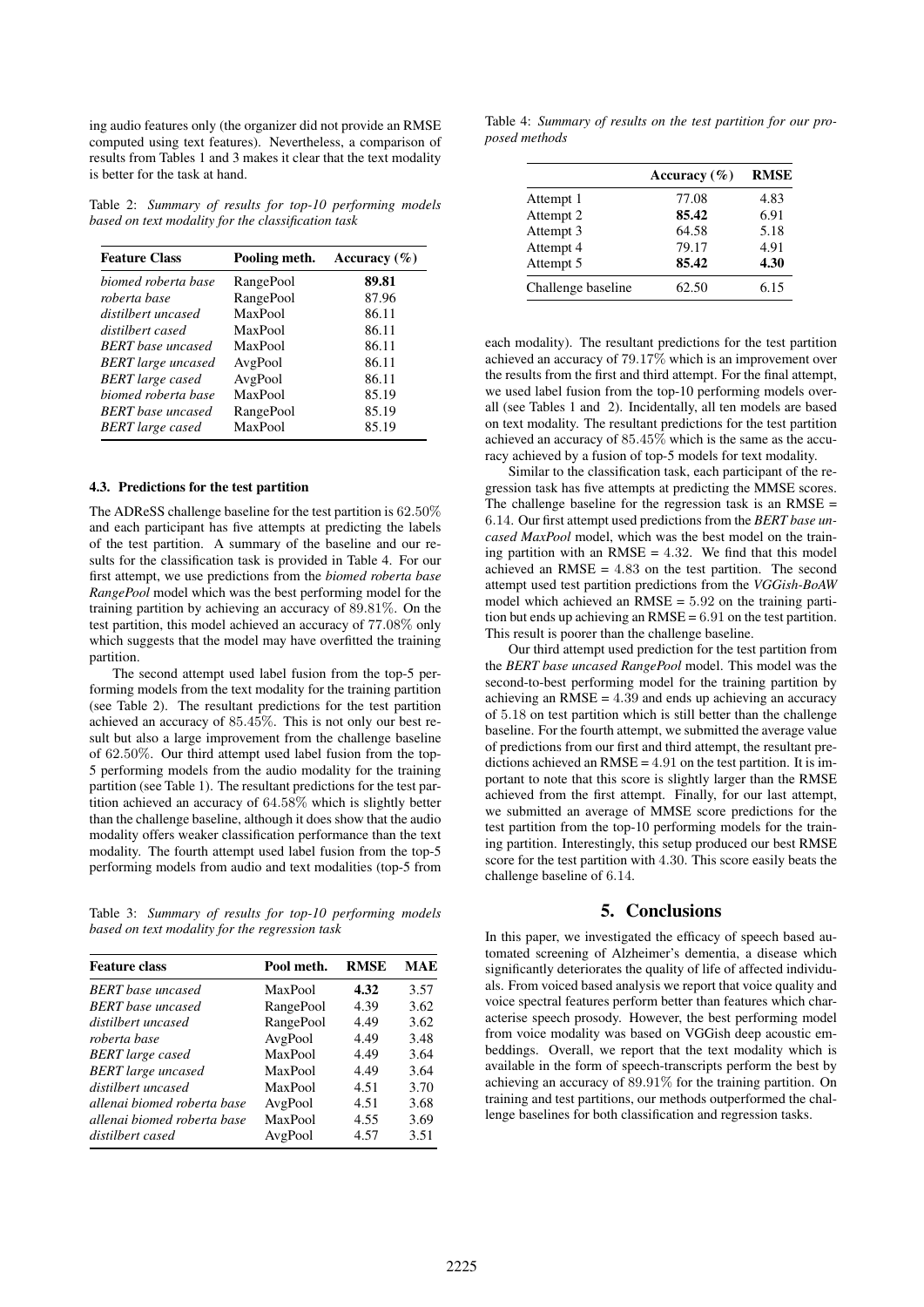ing audio features only (the organizer did not provide an RMSE computed using text features). Nevertheless, a comparison of results from Tables 1 and 3 makes it clear that the text modality is better for the task at hand.

Table 2: *Summary of results for top-10 performing models based on text modality for the classification task*

| Feature Class | Pooling meth. | Accuracy (%) |
|---|---|---|
| *biomed roberta base* | RangePool | **89.81** |
| *roberta base* | RangePool | 87.96 |
| *distilbert uncased* | MaxPool | 86.11 |
| *distilbert cased* | MaxPool | 86.11 |
| *BERT base uncased* | MaxPool | 86.11 |
| *BERT large uncased* | AvgPool | 86.11 |
| *BERT large cased* | AvgPool | 86.11 |
| *biomed roberta base* | MaxPool | 85.19 |
| *BERT base uncased* | RangePool | 85.19 |
| *BERT large cased* | MaxPool | 85.19 |

### 4.3. Predictions for the test partition

The ADReSS challenge baseline for the test partition is 62.50% and each participant has five attempts at predicting the labels of the test partition. A summary of the baseline and our results for the classification task is provided in Table 4. For our first attempt, we use predictions from the *biomed roberta base RangePool* model which was the best performing model for the training partition by achieving an accuracy of 89.81%. On the test partition, this model achieved an accuracy of 77.08% only which suggests that the model may have overfitted the training partition.

The second attempt used label fusion from the top-5 performing models from the text modality for the training partition (see Table 2). The resultant predictions for the test partition achieved an accuracy of 85.45%. This is not only our best result but also a large improvement from the challenge baseline of 62.50%. Our third attempt used label fusion from the top-5 performing models from the audio modality for the training partition (see Table 1). The resultant predictions for the test partition achieved an accuracy of 64.58% which is slightly better than the challenge baseline, although it does show that the audio modality offers weaker classification performance than the text modality. The fourth attempt used label fusion from the top-5 performing models from audio and text modalities (top-5 from each modality). The resultant predictions for the test partition achieved an accuracy of 79.17% which is an improvement over the results from the first and third attempt. For the final attempt, we used label fusion from the top-10 performing models overall (see Tables 1 and 2). Incidentally, all ten models are based on text modality. The resultant predictions for the test partition achieved an accuracy of 85.45% which is the same as the accuracy achieved by a fusion of top-5 models for text modality.

Table 3: *Summary of results for top-10 performing models based on text modality for the regression task*

| Feature class | Pool meth. | RMSE | MAE |
|---|---|---|---|
| *BERT base uncased* | MaxPool | **4.32** | 3.57 |
| *BERT base uncased* | RangePool | 4.39 | 3.62 |
| *distilbert uncased* | RangePool | 4.49 | 3.62 |
| *roberta base* | AvgPool | 4.49 | 3.48 |
| *BERT large cased* | MaxPool | 4.49 | 3.64 |
| *BERT large uncased* | MaxPool | 4.49 | 3.64 |
| *distilbert uncased* | MaxPool | 4.51 | 3.70 |
| *allenai biomed roberta base* | AvgPool | 4.51 | 3.68 |
| *allenai biomed roberta base* | MaxPool | 4.55 | 3.69 |
| *distilbert cased* | AvgPool | 4.57 | 3.51 |

Table 4: *Summary of results on the test partition for our proposed methods*

| | Accuracy (%) | RMSE |
|---|---|---|
| Attempt 1 | 77.08 | 4.83 |
| Attempt 2 | **85.42** | 6.91 |
| Attempt 3 | 64.58 | 5.18 |
| Attempt 4 | 79.17 | 4.91 |
| Attempt 5 | **85.42** | **4.30** |
| Challenge baseline | 62.50 | 6.15 |

Similar to the classification task, each participant of the regression task has five attempts at predicting the MMSE scores. The challenge baseline for the regression task is an RMSE = 6.14. Our first attempt used predictions from the *BERT base uncased MaxPool* model, which was the best model on the training partition with an RMSE = 4.32. We find that this model achieved an RMSE = 4.83 on the test partition. The second attempt used test partition predictions from the *VGGish-BoAW* model which achieved an RMSE = 5.92 on the training partition but ends up achieving an RMSE = 6.91 on the test partition. This result is poorer than the challenge baseline.

Our third attempt used prediction for the test partition from the *BERT base uncased RangePool* model. This model was the second-to-best performing model for the training partition by achieving an RMSE = 4.39 and ends up achieving an accuracy of 5.18 on test partition which is still better than the challenge baseline. For the fourth attempt, we submitted the average value of predictions from our first and third attempt, the resultant predictions achieved an RMSE = 4.91 on the test partition. It is important to note that this score is slightly larger than the RMSE achieved from the first attempt. Finally, for our last attempt, we submitted an average of MMSE score predictions for the test partition from the top-10 performing models for the training partition. Interestingly, this setup produced our best RMSE score for the test partition with 4.30. This score easily beats the challenge baseline of 6.14.

## 5. Conclusions

In this paper, we investigated the efficacy of speech based automated screening of Alzheimer's dementia, a disease which significantly deteriorates the quality of life of affected individuals. From voiced based analysis we report that voice quality and voice spectral features perform better than features which characterise speech prosody. However, the best performing model from voice modality was based on VGGish deep acoustic embeddings. Overall, we report that the text modality which is available in the form of speech-transcripts perform the best by achieving an accuracy of 89.91% for the training partition. On training and test partitions, our methods outperformed the challenge baselines for both classification and regression tasks.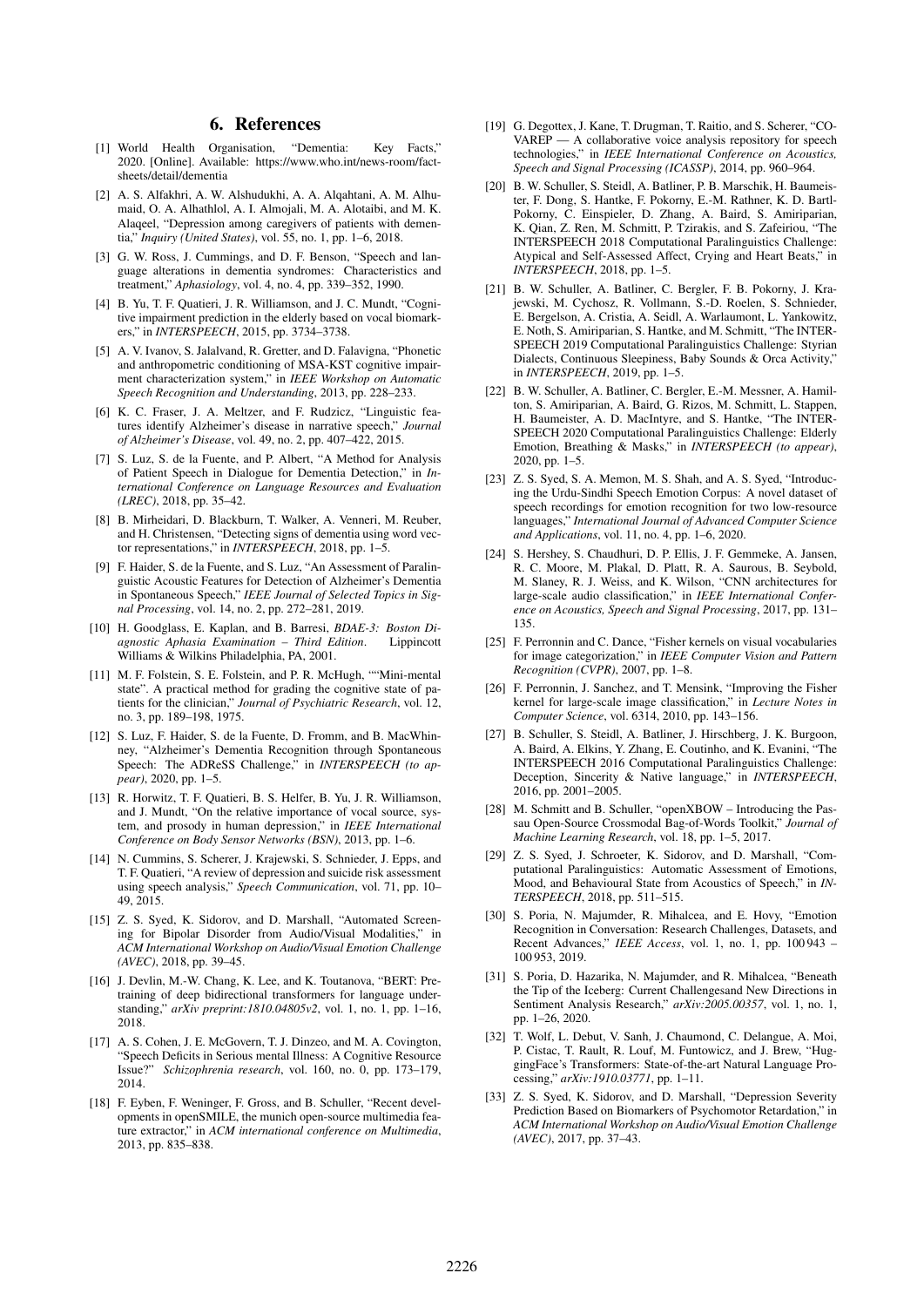## 6. References

[1] World Health Organisation, "Dementia: Key Facts," 2020. [Online]. Available: https://www.who.int/news-room/fact-sheets/detail/dementia

[2] A. S. Alfakhri, A. W. Alshudukhi, A. A. Alqahtani, A. M. Alhumaid, O. A. Alhathlol, A. I. Almojali, M. A. Alotaibi, and M. K. Alaqeel, "Depression among caregivers of patients with dementia," *Inquiry (United States)*, vol. 55, no. 1, pp. 1–6, 2018.

[3] G. W. Ross, J. Cummings, and D. F. Benson, "Speech and language alterations in dementia syndromes: Characteristics and treatment," *Aphasiology*, vol. 4, no. 4, pp. 339–352, 1990.

[4] B. Yu, T. F. Quatieri, J. R. Williamson, and J. C. Mundt, "Cognitive impairment prediction in the elderly based on vocal biomarkers," in *INTERSPEECH*, 2015, pp. 3734–3738.

[5] A. V. Ivanov, S. Jalalvand, R. Gretter, and D. Falavigna, "Phonetic and anthropometric conditioning of MSA-KST cognitive impairment characterization system," in *IEEE Workshop on Automatic Speech Recognition and Understanding*, 2013, pp. 228–233.

[6] K. C. Fraser, J. A. Meltzer, and F. Rudzicz, "Linguistic features identify Alzheimer's disease in narrative speech," *Journal of Alzheimer's Disease*, vol. 49, no. 2, pp. 407–422, 2015.

[7] S. Luz, S. de la Fuente, and P. Albert, "A Method for Analysis of Patient Speech in Dialogue for Dementia Detection," in *International Conference on Language Resources and Evaluation (LREC)*, 2018, pp. 35–42.

[8] B. Mirheidari, D. Blackburn, T. Walker, A. Venneri, M. Reuber, and H. Christensen, "Detecting signs of dementia using word vector representations," in *INTERSPEECH*, 2018, pp. 1–5.

[9] F. Haider, S. de la Fuente, and S. Luz, "An Assessment of Paralinguistic Acoustic Features for Detection of Alzheimer's Dementia in Spontaneous Speech," *IEEE Journal of Selected Topics in Signal Processing*, vol. 14, no. 2, pp. 272–281, 2019.

[10] H. Goodglass, E. Kaplan, and B. Barresi, *BDAE-3: Boston Diagnostic Aphasia Examination – Third Edition*. Lippincott Williams & Wilkins Philadelphia, PA, 2001.

[11] M. F. Folstein, S. E. Folstein, and P. R. McHugh, ""Mini-mental state". A practical method for grading the cognitive state of patients for the clinician," *Journal of Psychiatric Research*, vol. 12, no. 3, pp. 189–198, 1975.

[12] S. Luz, F. Haider, S. de la Fuente, D. Fromm, and B. MacWhinney, "Alzheimer's Dementia Recognition through Spontaneous Speech: The ADReSS Challenge," in *INTERSPEECH (to appear)*, 2020, pp. 1–5.

[13] R. Horwitz, T. F. Quatieri, B. S. Helfer, B. Yu, J. R. Williamson, and J. Mundt, "On the relative importance of vocal source, system, and prosody in human depression," in *IEEE International Conference on Body Sensor Networks (BSN)*, 2013, pp. 1–6.

[14] N. Cummins, S. Scherer, J. Krajewski, S. Schnieder, J. Epps, and T. F. Quatieri, "A review of depression and suicide risk assessment using speech analysis," *Speech Communication*, vol. 71, pp. 10–49, 2015.

[15] Z. S. Syed, K. Sidorov, and D. Marshall, "Automated Screening for Bipolar Disorder from Audio/Visual Modalities," in *ACM International Workshop on Audio/Visual Emotion Challenge (AVEC)*, 2018, pp. 39–45.

[16] J. Devlin, M.-W. Chang, K. Lee, and K. Toutanova, "BERT: Pre-training of deep bidirectional transformers for language understanding," *arXiv preprint:1810.04805v2*, vol. 1, no. 1, pp. 1–16, 2018.

[17] A. S. Cohen, J. E. McGovern, T. J. Dinzeo, and M. A. Covington, "Speech Deficits in Serious mental Illness: A Cognitive Resource Issue?" *Schizophrenia research*, vol. 160, no. 0, pp. 173–179, 2014.

[18] F. Eyben, F. Weninger, F. Gross, and B. Schuller, "Recent developments in openSMILE, the munich open-source multimedia feature extractor," in *ACM international conference on Multimedia*, 2013, pp. 835–838.

[19] G. Degottex, J. Kane, T. Drugman, T. Raitio, and S. Scherer, "COVAREP — A collaborative voice analysis repository for speech technologies," in *IEEE International Conference on Acoustics, Speech and Signal Processing (ICASSP)*, 2014, pp. 960–964.

[20] B. W. Schuller, S. Steidl, A. Batliner, P. B. Marschik, H. Baumeister, F. Dong, S. Hantke, F. Pokorny, E.-M. Rathner, K. D. Bartl-Pokorny, C. Einspieler, D. Zhang, A. Baird, S. Amiriparian, K. Qian, Z. Ren, M. Schmitt, P. Tzirakis, and S. Zafeiriou, "The INTERSPEECH 2018 Computational Paralinguistics Challenge: Atypical and Self-Assessed Affect, Crying and Heart Beats," in *INTERSPEECH*, 2018, pp. 1–5.

[21] B. W. Schuller, A. Batliner, C. Bergler, F. B. Pokorny, J. Krajewski, M. Cychosz, R. Vollmann, S.-D. Roelen, S. Schnieder, E. Bergelson, A. Cristia, A. Seidl, A. Warlaumont, L. Yankowitz, E. Noth, S. Amiriparian, S. Hantke, and M. Schmitt, "The INTERSPEECH 2019 Computational Paralinguistics Challenge: Styrian Dialects, Continuous Sleepiness, Baby Sounds & Orca Activity," in *INTERSPEECH*, 2019, pp. 1–5.

[22] B. W. Schuller, A. Batliner, C. Bergler, E.-M. Messner, A. Hamilton, S. Amiriparian, A. Baird, G. Rizos, M. Schmitt, L. Stappen, H. Baumeister, A. D. MacIntyre, and S. Hantke, "The INTERSPEECH 2020 Computational Paralinguistics Challenge: Elderly Emotion, Breathing & Masks," in *INTERSPEECH (to appear)*, 2020, pp. 1–5.

[23] Z. S. Syed, S. A. Memon, M. S. Shah, and A. S. Syed, "Introducing the Urdu-Sindhi Speech Emotion Corpus: A novel dataset of speech recordings for emotion recognition for two low-resource languages," *International Journal of Advanced Computer Science and Applications*, vol. 11, no. 4, pp. 1–6, 2020.

[24] S. Hershey, S. Chaudhuri, D. P. Ellis, J. F. Gemmeke, A. Jansen, R. C. Moore, M. Plakal, D. Platt, R. A. Saurous, B. Seybold, M. Slaney, R. J. Weiss, and K. Wilson, "CNN architectures for large-scale audio classification," in *IEEE International Conference on Acoustics, Speech and Signal Processing*, 2017, pp. 131–135.

[25] F. Perronnin and C. Dance, "Fisher kernels on visual vocabularies for image categorization," in *IEEE Computer Vision and Pattern Recognition (CVPR)*, 2007, pp. 1–8.

[26] F. Perronnin, J. Sanchez, and T. Mensink, "Improving the Fisher kernel for large-scale image classification," in *Lecture Notes in Computer Science*, vol. 6314, 2010, pp. 143–156.

[27] B. Schuller, S. Steidl, A. Batliner, J. Hirschberg, J. K. Burgoon, A. Baird, A. Elkins, Y. Zhang, E. Coutinho, and K. Evanini, "The INTERSPEECH 2016 Computational Paralinguistics Challenge: Deception, Sincerity & Native language," in *INTERSPEECH*, 2016, pp. 2001–2005.

[28] M. Schmitt and B. Schuller, "openXBOW – Introducing the Passau Open-Source Crossmodal Bag-of-Words Toolkit," *Journal of Machine Learning Research*, vol. 18, pp. 1–5, 2017.

[29] Z. S. Syed, J. Schroeter, K. Sidorov, and D. Marshall, "Computational Paralinguistics: Automatic Assessment of Emotions, Mood, and Behavioural State from Acoustics of Speech," in *INTERSPEECH*, 2018, pp. 511–515.

[30] S. Poria, N. Majumder, R. Mihalcea, and E. Hovy, "Emotion Recognition in Conversation: Research Challenges, Datasets, and Recent Advances," *IEEE Access*, vol. 1, no. 1, pp. 100 943 – 100 953, 2019.

[31] S. Poria, D. Hazarika, N. Majumder, and R. Mihalcea, "Beneath the Tip of the Iceberg: Current Challengesand New Directions in Sentiment Analysis Research," *arXiv:2005.00357*, vol. 1, no. 1, pp. 1–26, 2020.

[32] T. Wolf, L. Debut, V. Sanh, J. Chaumond, C. Delangue, A. Moi, P. Cistac, T. Rault, R. Louf, M. Funtowicz, and J. Brew, "HuggingFace's Transformers: State-of-the-art Natural Language Processing," *arXiv:1910.03771*, pp. 1–11.

[33] Z. S. Syed, K. Sidorov, and D. Marshall, "Depression Severity Prediction Based on Biomarkers of Psychomotor Retardation," in *ACM International Workshop on Audio/Visual Emotion Challenge (AVEC)*, 2017, pp. 37–43.